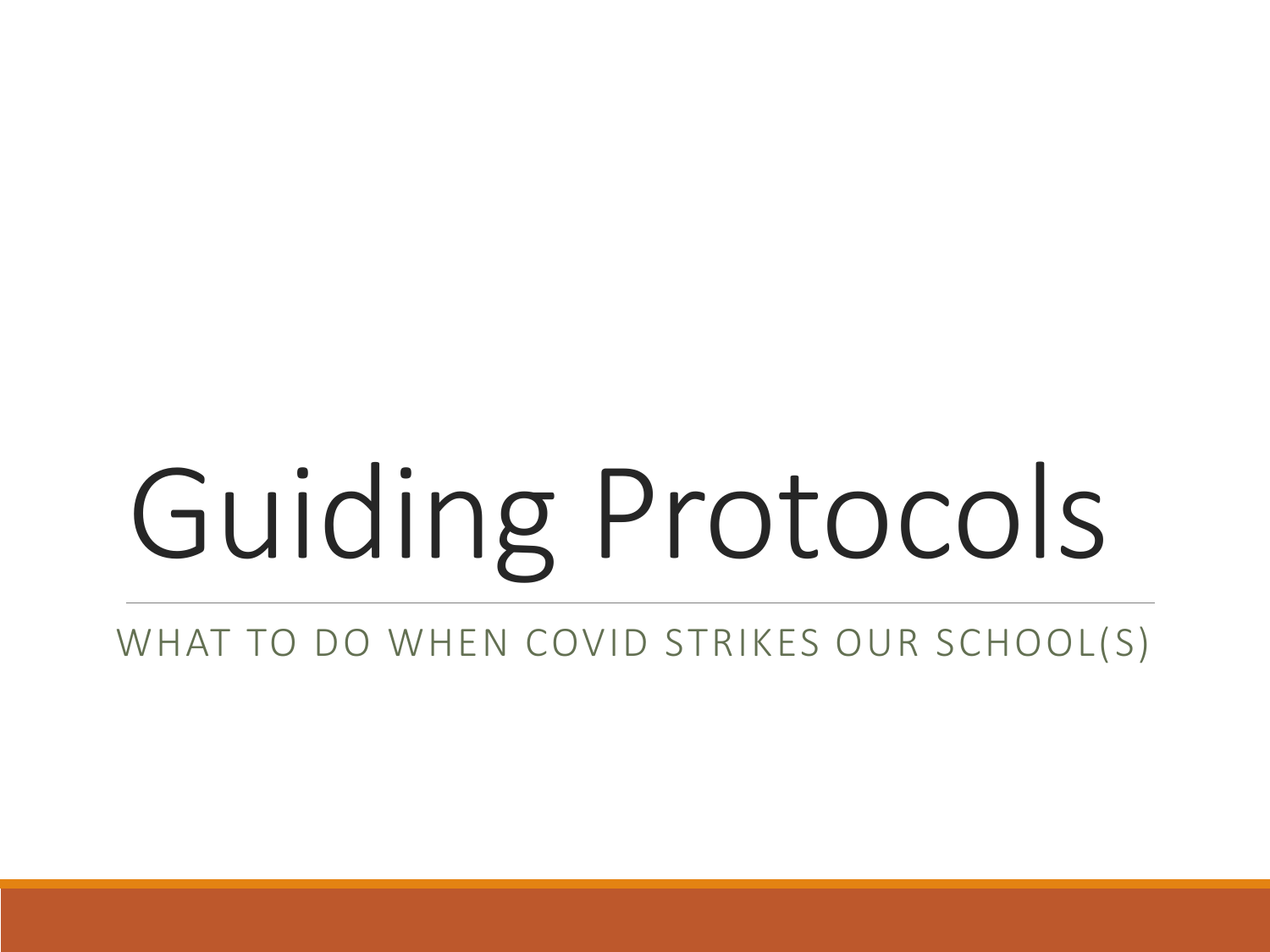# Guiding Protocols

WHAT TO DO WHEN COVID STRIKES OUR SCHOOL(S)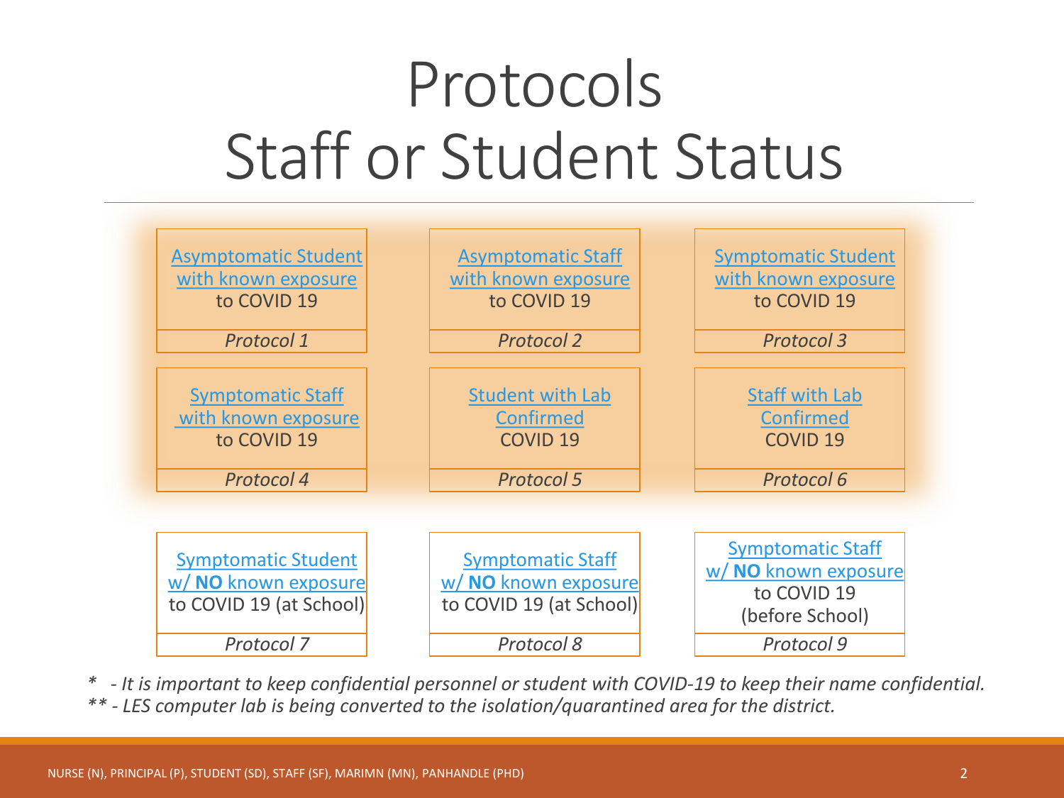# Protocols
# Staff or Student Status

| | | |
|---|---|---|
| Asymptomatic Student with known exposure to COVID 19<br>*Protocol 1* | Asymptomatic Staff with known exposure to COVID 19<br>*Protocol 2* | Symptomatic Student with known exposure to COVID 19<br>*Protocol 3* |
| Symptomatic Staff with known exposure to COVID 19<br>*Protocol 4* | Student with Lab Confirmed COVID 19<br>*Protocol 5* | Staff with Lab Confirmed COVID 19<br>*Protocol 6* |
| Symptomatic Student w/ **NO** known exposure to COVID 19 (at School)<br>*Protocol 7* | Symptomatic Staff w/ **NO** known exposure to COVID 19 (at School)<br>*Protocol 8* | Symptomatic Staff w/ **NO** known exposure to COVID 19 (before School)<br>*Protocol 9* |

*\* - It is important to keep confidential personnel or student with COVID-19 to keep their name confidential.*

*\*\* - LES computer lab is being converted to the isolation/quarantined area for the district.*

NURSE (N), PRINCIPAL (P), STUDENT (SD), STAFF (SF), MARIMN (MN), PANHANDLE (PHD)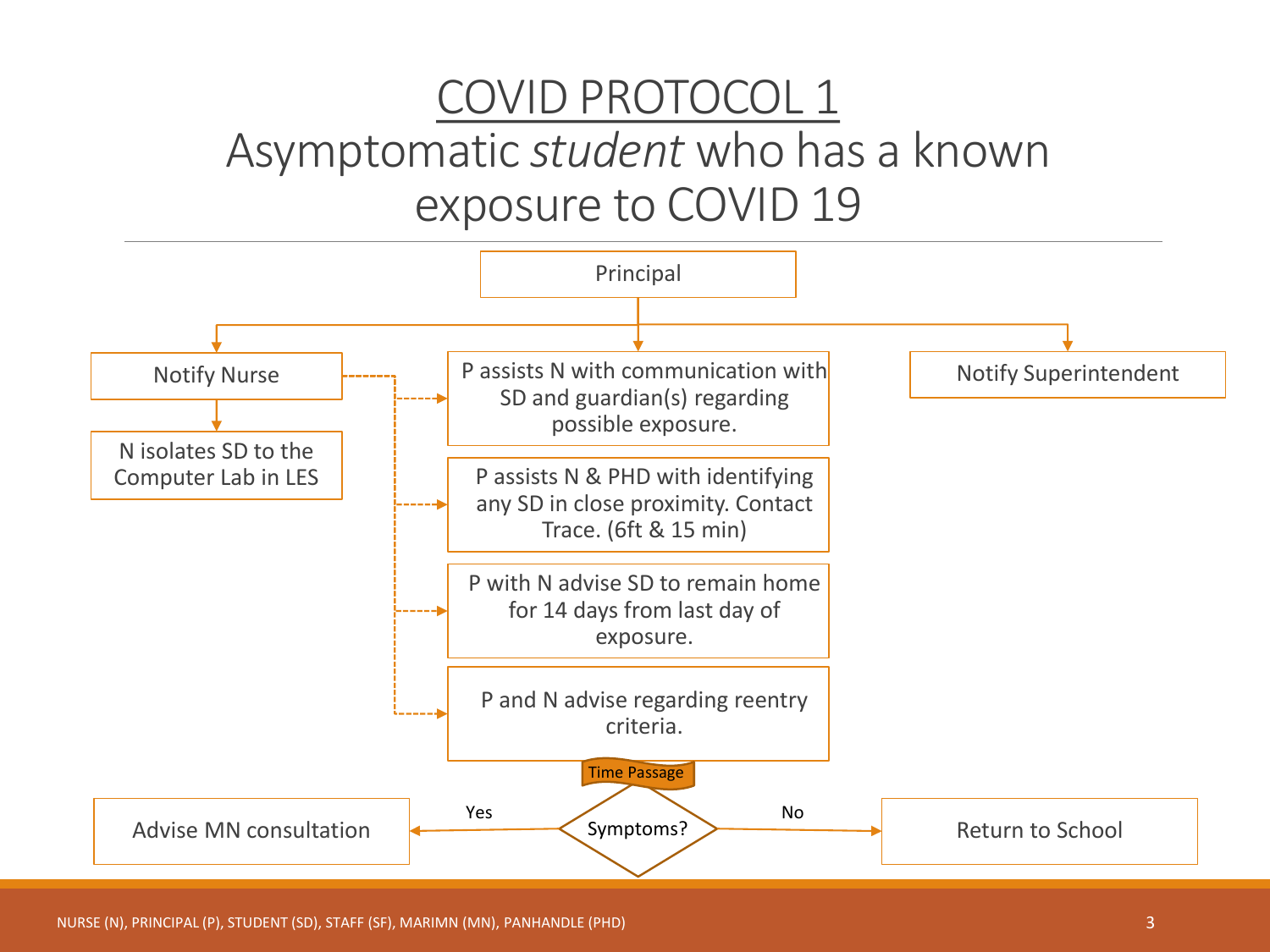# COVID PROTOCOL 1

## Asymptomatic *student* who has a known exposure to COVID 19

Principal

Notify Nurse

N isolates SD to the Computer Lab in LES

P assists N with communication with SD and guardian(s) regarding possible exposure.

P assists N & PHD with identifying any SD in close proximity. Contact Trace. (6ft & 15 min)

P with N advise SD to remain home for 14 days from last day of exposure.

P and N advise regarding reentry criteria.

Notify Superintendent

Time Passage

Symptoms?

Yes

Advise MN consultation

No

Return to School

NURSE (N), PRINCIPAL (P), STUDENT (SD), STAFF (SF), MARIMN (MN), PANHANDLE (PHD)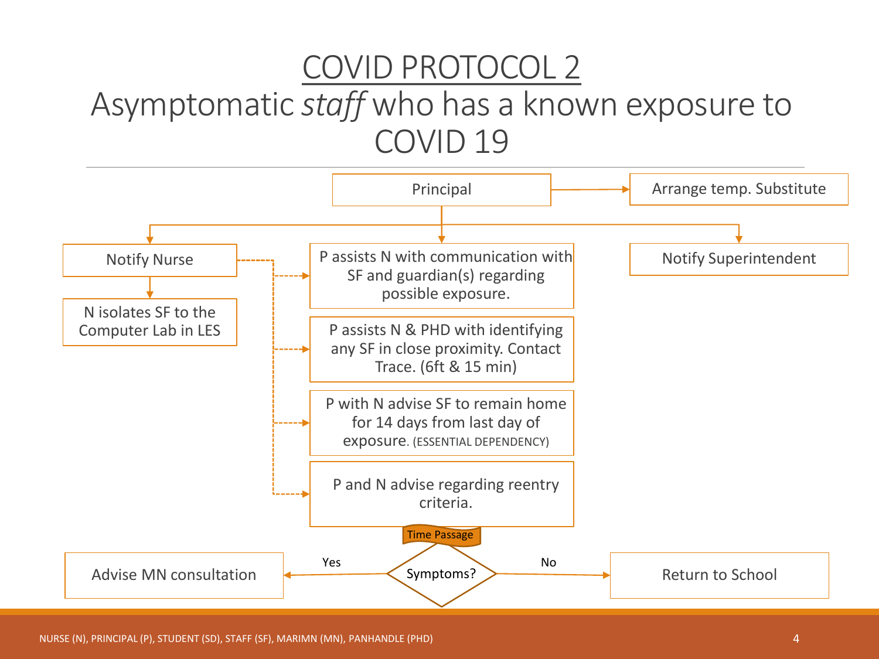# COVID PROTOCOL 2

## Asymptomatic *staff* who has a known exposure to COVID 19

Principal

Arrange temp. Substitute

Notify Nurse

N isolates SF to the Computer Lab in LES

P assists N with communication with SF and guardian(s) regarding possible exposure.

P assists N & PHD with identifying any SF in close proximity. Contact Trace. (6ft & 15 min)

P with N advise SF to remain home for 14 days from last day of exposure. (ESSENTIAL DEPENDENCY)

P and N advise regarding reentry criteria.

Notify Superintendent

Time Passage

Symptoms?

Yes

Advise MN consultation

No

Return to School

NURSE (N), PRINCIPAL (P), STUDENT (SD), STAFF (SF), MARIMN (MN), PANHANDLE (PHD)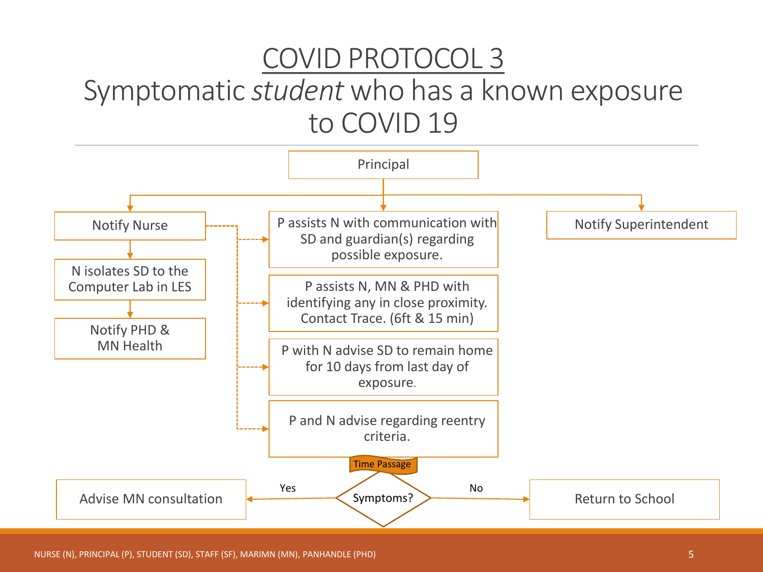# COVID PROTOCOL 3

## Symptomatic *student* who has a known exposure to COVID 19

Principal

Notify Nurse

N isolates SD to the Computer Lab in LES

Notify PHD & MN Health

P assists N with communication with SD and guardian(s) regarding possible exposure.

P assists N, MN & PHD with identifying any in close proximity. Contact Trace. (6ft & 15 min)

P with N advise SD to remain home for 10 days from last day of exposure.

P and N advise regarding reentry criteria.

Notify Superintendent

Time Passage

Symptoms?

Yes

Advise MN consultation

No

Return to School

NURSE (N), PRINCIPAL (P), STUDENT (SD), STAFF (SF), MARIMN (MN), PANHANDLE (PHD)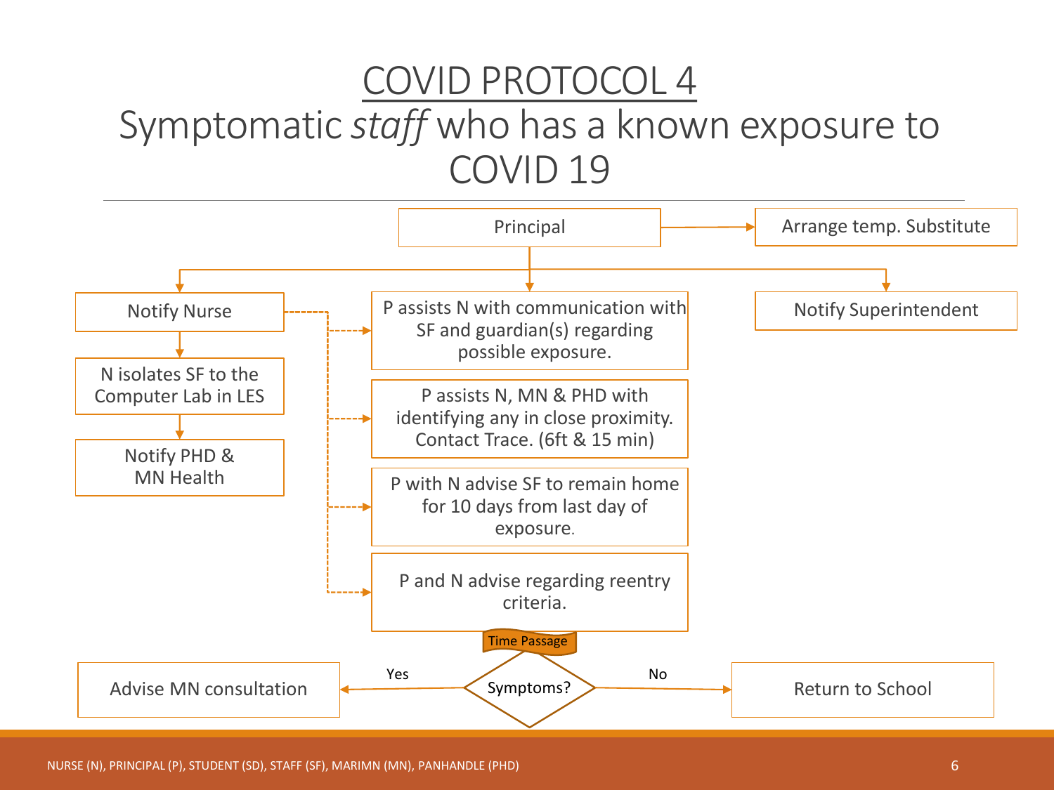# COVID PROTOCOL 4

## Symptomatic *staff* who has a known exposure to COVID 19

Principal

Arrange temp. Substitute

Notify Nurse

N isolates SF to the Computer Lab in LES

Notify PHD & MN Health

P assists N with communication with SF and guardian(s) regarding possible exposure.

P assists N, MN & PHD with identifying any in close proximity. Contact Trace. (6ft & 15 min)

P with N advise SF to remain home for 10 days from last day of exposure.

P and N advise regarding reentry criteria.

Notify Superintendent

Time Passage

Symptoms?

Yes

Advise MN consultation

No

Return to School

NURSE (N), PRINCIPAL (P), STUDENT (SD), STAFF (SF), MARIMN (MN), PANHANDLE (PHD)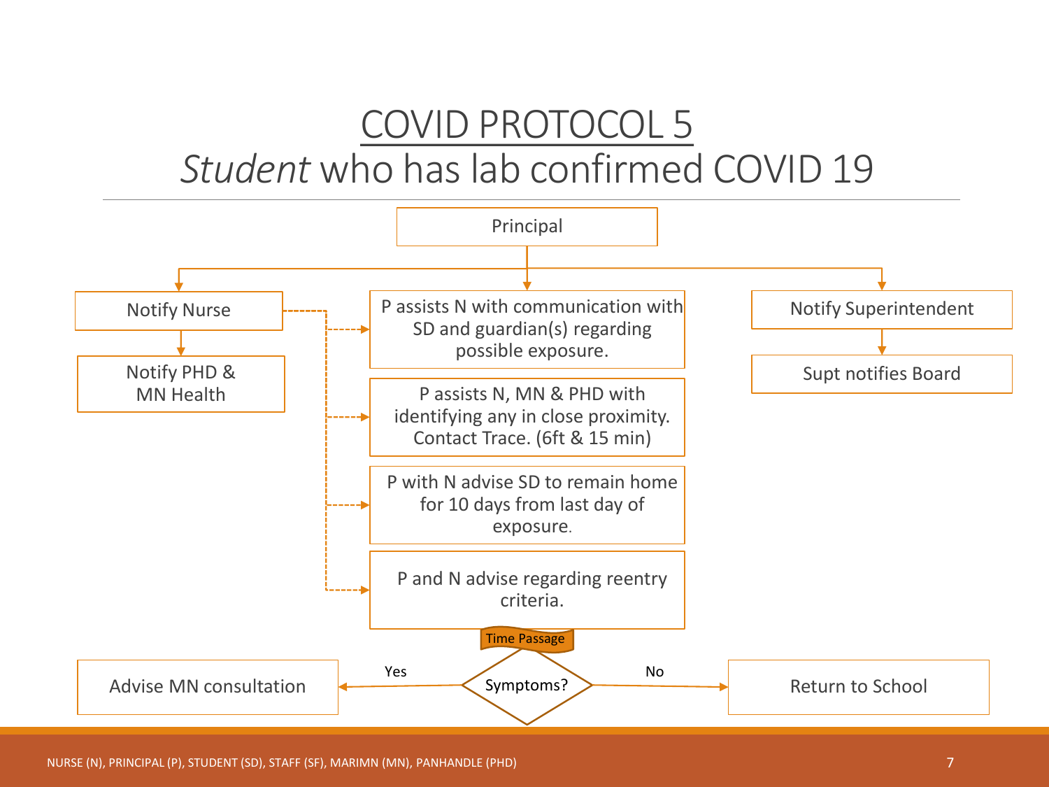# COVID PROTOCOL 5

## *Student* who has lab confirmed COVID 19

Principal

Notify Nurse

Notify PHD & MN Health

P assists N with communication with SD and guardian(s) regarding possible exposure.

P assists N, MN & PHD with identifying any in close proximity. Contact Trace. (6ft & 15 min)

P with N advise SD to remain home for 10 days from last day of exposure.

P and N advise regarding reentry criteria.

Notify Superintendent

Supt notifies Board

Time Passage

Symptoms?

Yes

Advise MN consultation

No

Return to School

NURSE (N), PRINCIPAL (P), STUDENT (SD), STAFF (SF), MARIMN (MN), PANHANDLE (PHD)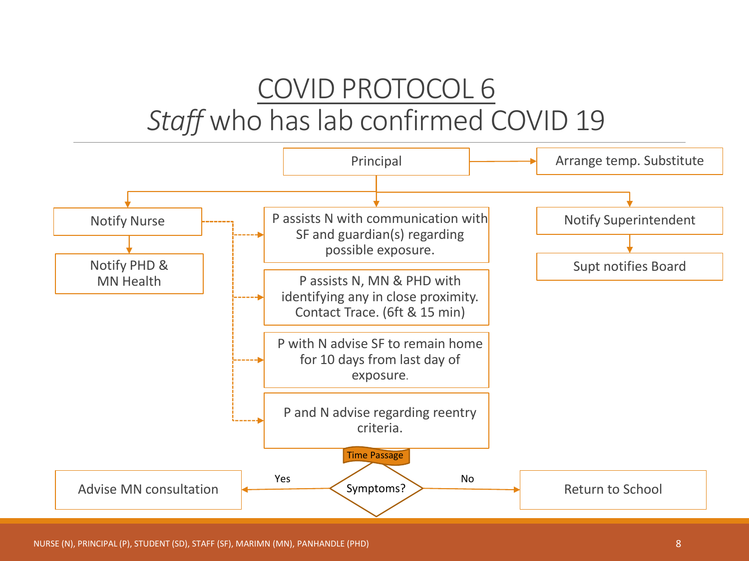# COVID PROTOCOL 6

## *Staff* who has lab confirmed COVID 19

Principal

Arrange temp. Substitute

Notify Nurse

Notify PHD & MN Health

P assists N with communication with SF and guardian(s) regarding possible exposure.

P assists N, MN & PHD with identifying any in close proximity. Contact Trace. (6ft & 15 min)

P with N advise SF to remain home for 10 days from last day of exposure.

P and N advise regarding reentry criteria.

Notify Superintendent

Supt notifies Board

Time Passage

Symptoms?

Yes

Advise MN consultation

No

Return to School

NURSE (N), PRINCIPAL (P), STUDENT (SD), STAFF (SF), MARIMN (MN), PANHANDLE (PHD)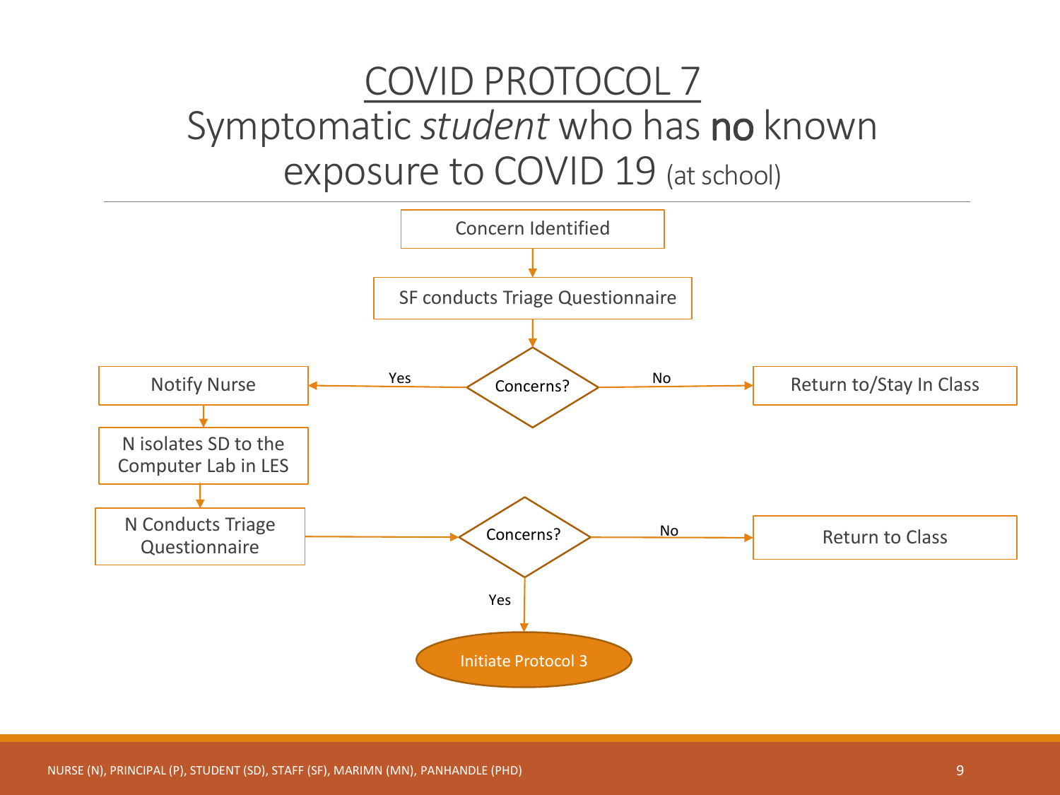# COVID PROTOCOL 7

## Symptomatic *student* who has **no** known exposure to COVID 19 (at school)

Concern Identified

SF conducts Triage Questionnaire

Concerns?

Yes

No

Notify Nurse

Return to/Stay In Class

N isolates SD to the Computer Lab in LES

N Conducts Triage Questionnaire

Concerns?

No

Return to Class

Yes

Initiate Protocol 3

NURSE (N), PRINCIPAL (P), STUDENT (SD), STAFF (SF), MARIMN (MN), PANHANDLE (PHD)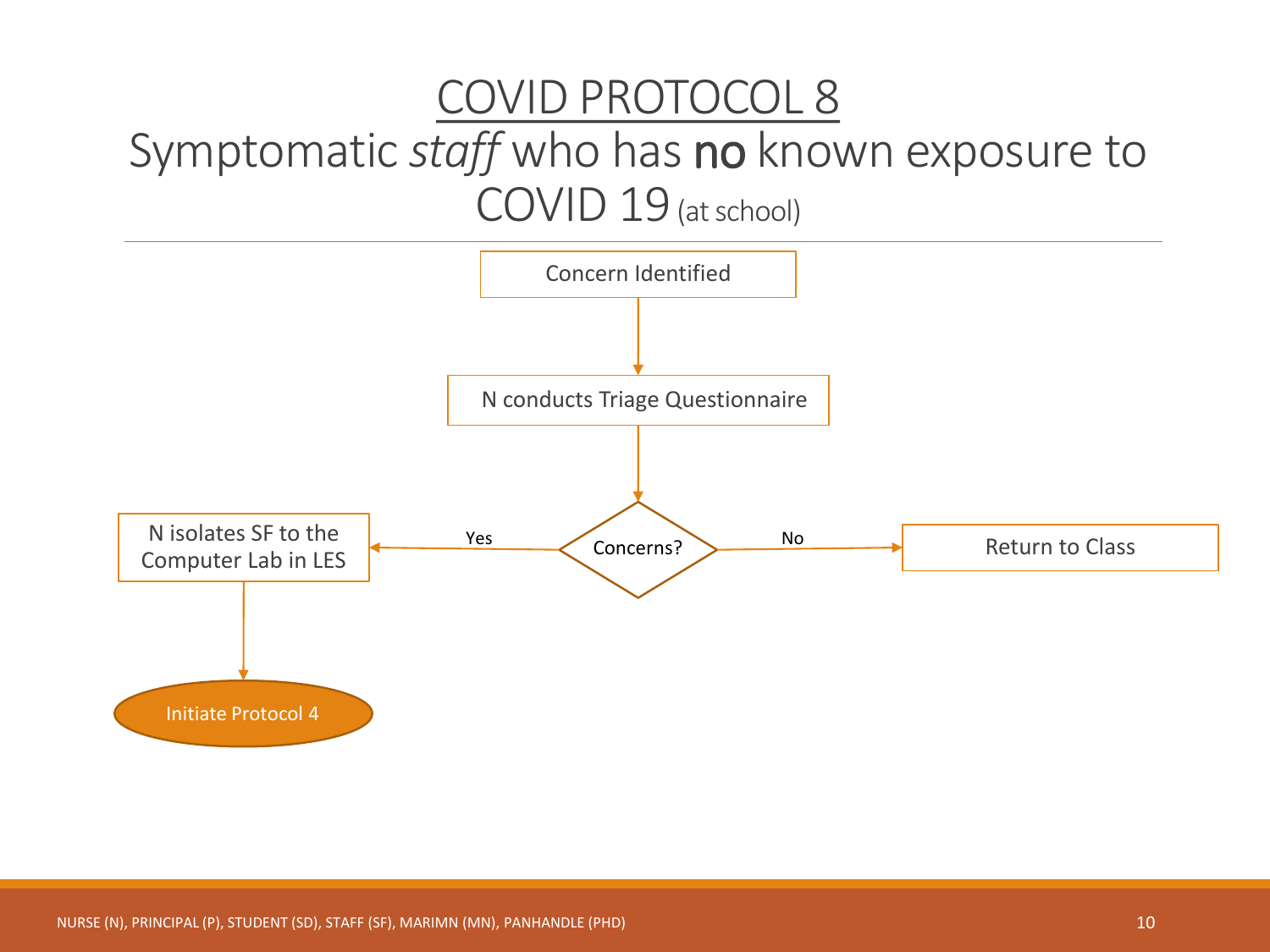# COVID PROTOCOL 8

## Symptomatic *staff* who has **no** known exposure to COVID 19 (at school)

Concern Identified

N conducts Triage Questionnaire

Concerns?

Yes

N isolates SF to the Computer Lab in LES

Initiate Protocol 4

No

Return to Class

NURSE (N), PRINCIPAL (P), STUDENT (SD), STAFF (SF), MARIMN (MN), PANHANDLE (PHD)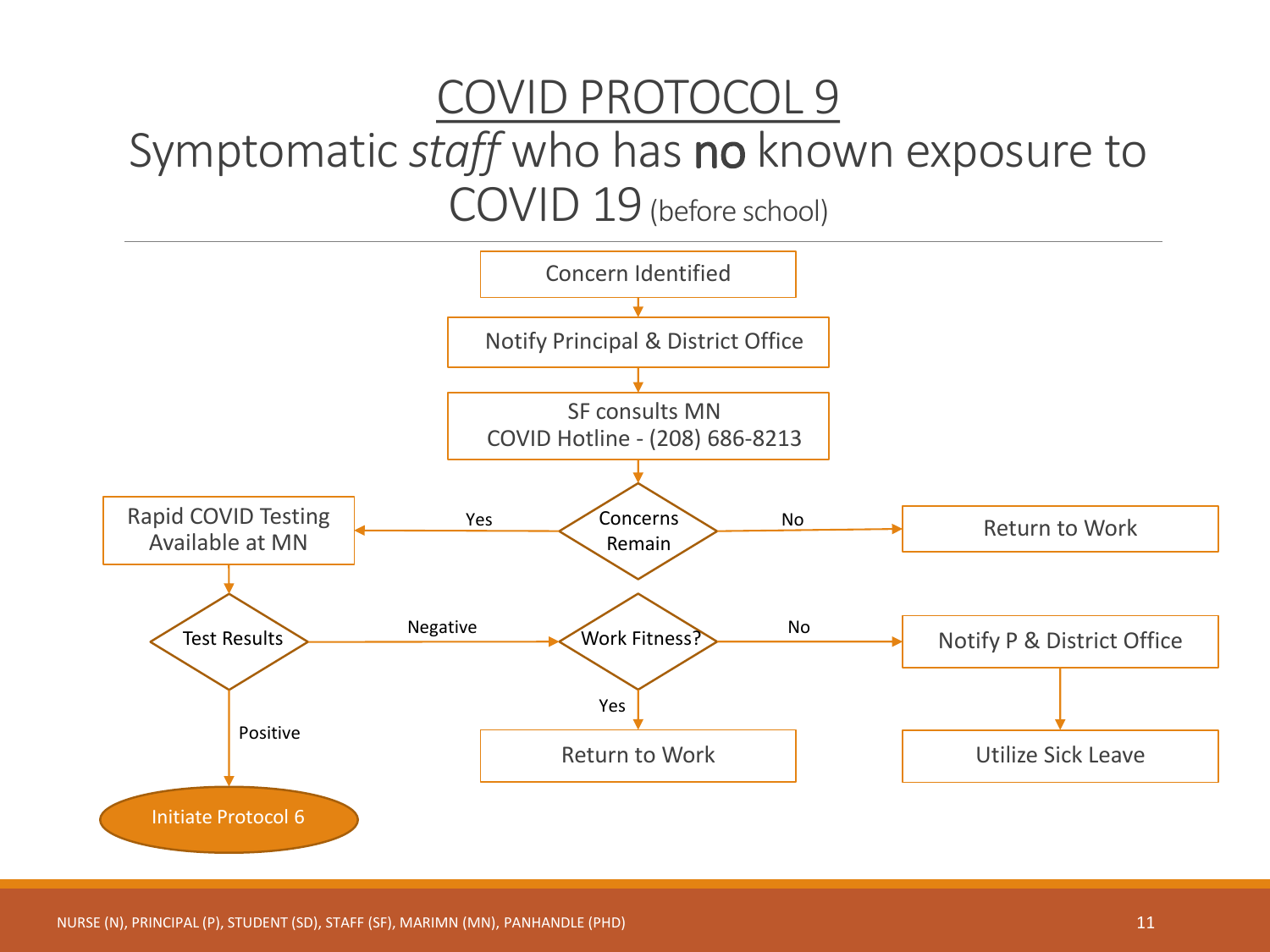# COVID PROTOCOL 9

## Symptomatic *staff* who has **no** known exposure to COVID 19 (before school)

Concern Identified

Notify Principal & District Office

SF consults MN
COVID Hotline - (208) 686-8213

Concerns Remain

Yes

No

Return to Work

Rapid COVID Testing Available at MN

Test Results

Negative

Work Fitness?

No

Notify P & District Office

Utilize Sick Leave

Yes

Return to Work

Positive

Initiate Protocol 6

NURSE (N), PRINCIPAL (P), STUDENT (SD), STAFF (SF), MARIMN (MN), PANHANDLE (PHD)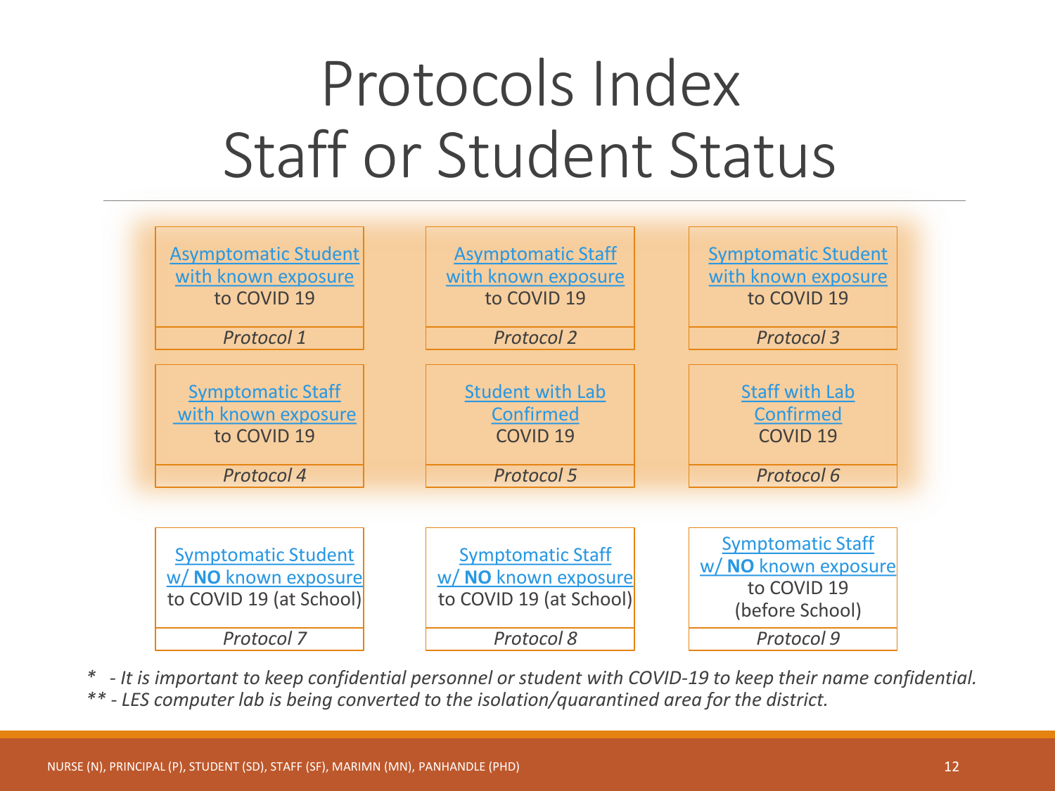# Protocols Index
# Staff or Student Status

| | | |
|---|---|---|
| Asymptomatic Student with known exposure to COVID 19 | Asymptomatic Staff with known exposure to COVID 19 | Symptomatic Student with known exposure to COVID 19 |
| *Protocol 1* | *Protocol 2* | *Protocol 3* |
| Symptomatic Staff with known exposure to COVID 19 | Student with Lab Confirmed COVID 19 | Staff with Lab Confirmed COVID 19 |
| *Protocol 4* | *Protocol 5* | *Protocol 6* |
| Symptomatic Student w/ **NO** known exposure to COVID 19 (at School) | Symptomatic Staff w/ **NO** known exposure to COVID 19 (at School) | Symptomatic Staff w/ **NO** known exposure to COVID 19 (before School) |
| *Protocol 7* | *Protocol 8* | *Protocol 9* |

*\* - It is important to keep confidential personnel or student with COVID-19 to keep their name confidential.*

*\*\* - LES computer lab is being converted to the isolation/quarantined area for the district.*

NURSE (N), PRINCIPAL (P), STUDENT (SD), STAFF (SF), MARIMN (MN), PANHANDLE (PHD)